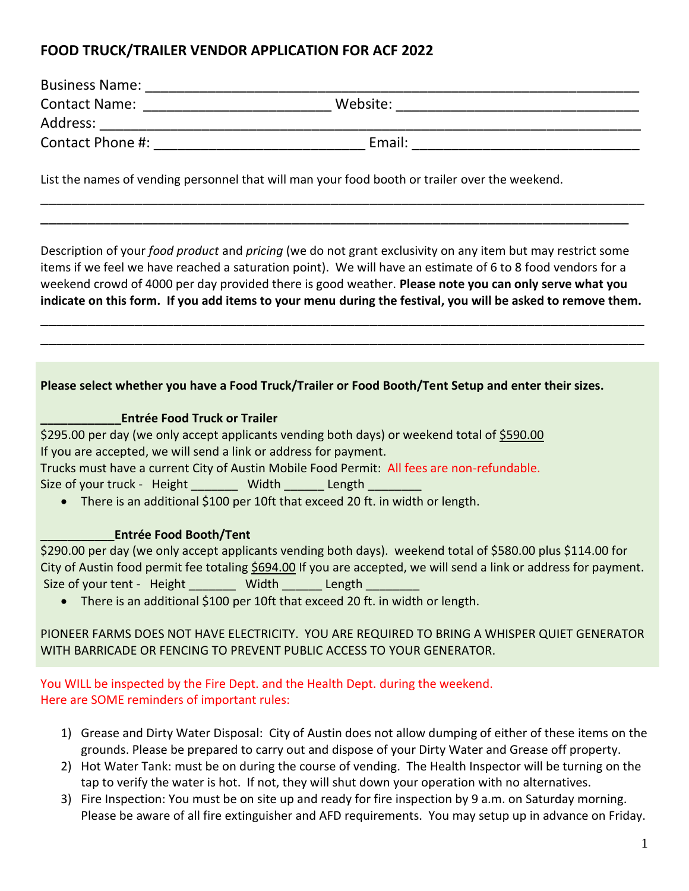# FOOD TRUCK/TRAILER VENDOR APPLICATION FOR ACF 2022

Business Name: ___________________________________________________________

Contact Name: _______________________ Website: ______________________________

Address: _________________________________________________________________

Contact Phone #: __________________________ Email: ____________________________

List the names of vending personnel that will man your food booth or trailer over the weekend.

______________________________________________________________________________

______________________________________________________________________________

Description of your *food product* and *pricing* (we do not grant exclusivity on any item but may restrict some items if we feel we have reached a saturation point). We will have an estimate of 6 to 8 food vendors for a weekend crowd of 4000 per day provided there is good weather. **Please note you can only serve what you indicate on this form. If you add items to your menu during the festival, you will be asked to remove them.**

______________________________________________________________________________

______________________________________________________________________________

**Please select whether you have a Food Truck/Trailer or Food Booth/Tent Setup and enter their sizes.**

**____________Entrée Food Truck or Trailer**

$295.00 per day (we only accept applicants vending both days) or weekend total of $590.00

If you are accepted, we will send a link or address for payment.

Trucks must have a current City of Austin Mobile Food Permit: All fees are non-refundable.

Size of your truck - Height _______ Width ______ Length ________

- There is an additional $100 per 10ft that exceed 20 ft. in width or length.

**___________Entrée Food Booth/Tent**

$290.00 per day (we only accept applicants vending both days). weekend total of $580.00 plus $114.00 for City of Austin food permit fee totaling $694.00 If you are accepted, we will send a link or address for payment.

Size of your tent - Height _______ Width ______ Length ________

- There is an additional $100 per 10ft that exceed 20 ft. in width or length.

PIONEER FARMS DOES NOT HAVE ELECTRICITY. YOU ARE REQUIRED TO BRING A WHISPER QUIET GENERATOR WITH BARRICADE OR FENCING TO PREVENT PUBLIC ACCESS TO YOUR GENERATOR.

You WILL be inspected by the Fire Dept. and the Health Dept. during the weekend.

Here are SOME reminders of important rules:

1) Grease and Dirty Water Disposal: City of Austin does not allow dumping of either of these items on the grounds. Please be prepared to carry out and dispose of your Dirty Water and Grease off property.
2) Hot Water Tank: must be on during the course of vending. The Health Inspector will be turning on the tap to verify the water is hot. If not, they will shut down your operation with no alternatives.
3) Fire Inspection: You must be on site up and ready for fire inspection by 9 a.m. on Saturday morning. Please be aware of all fire extinguisher and AFD requirements. You may setup up in advance on Friday.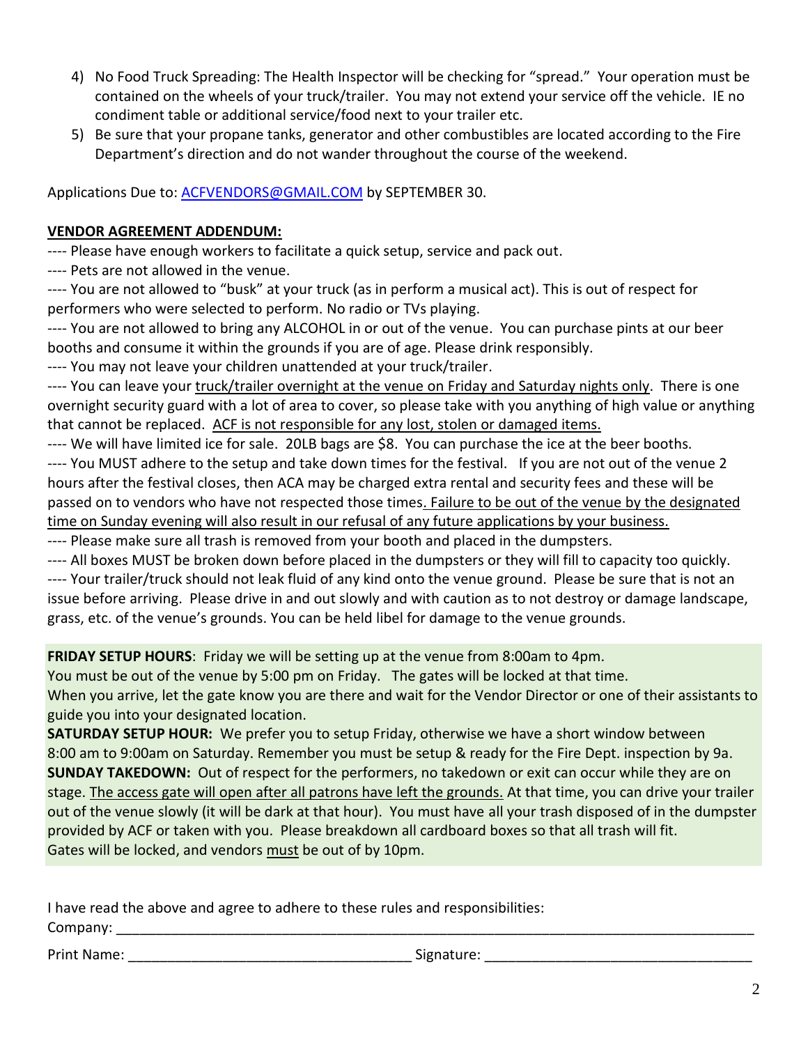4) No Food Truck Spreading: The Health Inspector will be checking for "spread." Your operation must be contained on the wheels of your truck/trailer. You may not extend your service off the vehicle. IE no condiment table or additional service/food next to your trailer etc.
5) Be sure that your propane tanks, generator and other combustibles are located according to the Fire Department's direction and do not wander throughout the course of the weekend.

Applications Due to: ACFVENDORS@GMAIL.COM by SEPTEMBER 30.

**VENDOR AGREEMENT ADDENDUM:**

---- Please have enough workers to facilitate a quick setup, service and pack out.

---- Pets are not allowed in the venue.

---- You are not allowed to "busk" at your truck (as in perform a musical act). This is out of respect for performers who were selected to perform. No radio or TVs playing.

---- You are not allowed to bring any ALCOHOL in or out of the venue. You can purchase pints at our beer booths and consume it within the grounds if you are of age. Please drink responsibly.

---- You may not leave your children unattended at your truck/trailer.

---- You can leave your truck/trailer overnight at the venue on Friday and Saturday nights only. There is one overnight security guard with a lot of area to cover, so please take with you anything of high value or anything that cannot be replaced. ACF is not responsible for any lost, stolen or damaged items.

---- We will have limited ice for sale. 20LB bags are $8. You can purchase the ice at the beer booths.

---- You MUST adhere to the setup and take down times for the festival. If you are not out of the venue 2 hours after the festival closes, then ACA may be charged extra rental and security fees and these will be passed on to vendors who have not respected those times. Failure to be out of the venue by the designated time on Sunday evening will also result in our refusal of any future applications by your business.

---- Please make sure all trash is removed from your booth and placed in the dumpsters.

---- All boxes MUST be broken down before placed in the dumpsters or they will fill to capacity too quickly.

---- Your trailer/truck should not leak fluid of any kind onto the venue ground. Please be sure that is not an issue before arriving. Please drive in and out slowly and with caution as to not destroy or damage landscape, grass, etc. of the venue's grounds. You can be held libel for damage to the venue grounds.

**FRIDAY SETUP HOURS**: Friday we will be setting up at the venue from 8:00am to 4pm.
You must be out of the venue by 5:00 pm on Friday. The gates will be locked at that time.
When you arrive, let the gate know you are there and wait for the Vendor Director or one of their assistants to guide you into your designated location.

**SATURDAY SETUP HOUR:** We prefer you to setup Friday, otherwise we have a short window between 8:00 am to 9:00am on Saturday. Remember you must be setup & ready for the Fire Dept. inspection by 9a.

**SUNDAY TAKEDOWN:** Out of respect for the performers, no takedown or exit can occur while they are on stage. The access gate will open after all patrons have left the grounds. At that time, you can drive your trailer out of the venue slowly (it will be dark at that hour). You must have all your trash disposed of in the dumpster provided by ACF or taken with you. Please breakdown all cardboard boxes so that all trash will fit.
Gates will be locked, and vendors must be out of by 10pm.

I have read the above and agree to adhere to these rules and responsibilities:

Company: ________________________________________________________________

Print Name: ______________________________ Signature: ____________________________